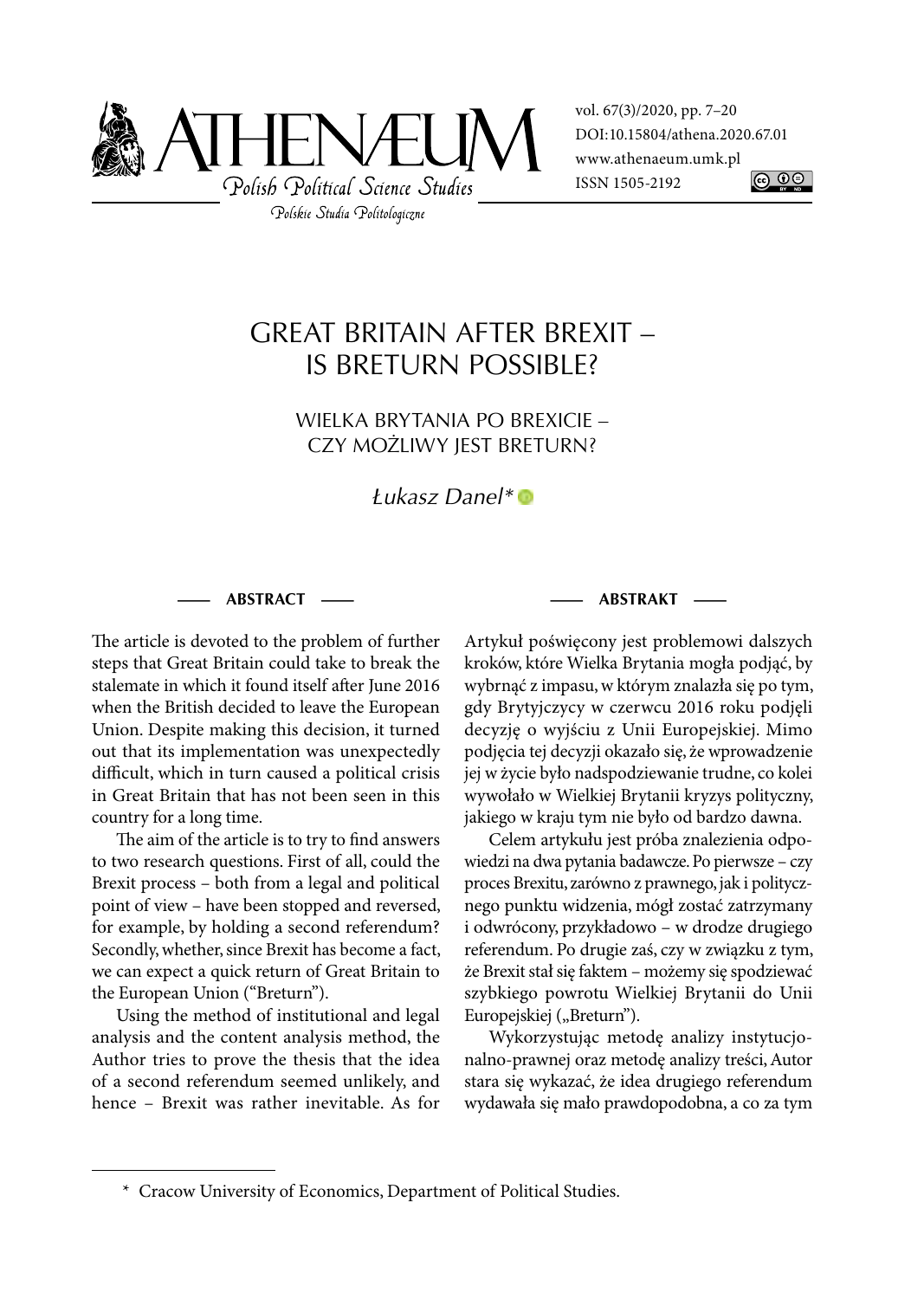# GREAT BRITAIN AFTER BREXIT – IS BRETURN POSSIBLE?

## WIELKA BRYTANIA PO BREXICIE – CZY MOŻLIWY JEST BRETURN?

*Łukasz Danel**

### ABSTRACT

The article is devoted to the problem of further steps that Great Britain could take to break the stalemate in which it found itself after June 2016 when the British decided to leave the European Union. Despite making this decision, it turned out that its implementation was unexpectedly difficult, which in turn caused a political crisis in Great Britain that has not been seen in this country for a long time.

The aim of the article is to try to find answers to two research questions. First of all, could the Brexit process – both from a legal and political point of view – have been stopped and reversed, for example, by holding a second referendum? Secondly, whether, since Brexit has become a fact, we can expect a quick return of Great Britain to the European Union ("Breturn").

Using the method of institutional and legal analysis and the content analysis method, the Author tries to prove the thesis that the idea of a second referendum seemed unlikely, and hence – Brexit was rather inevitable. As for

### ABSTRAKT

Artykuł poświęcony jest problemowi dalszych kroków, które Wielka Brytania mogła podjąć, by wybrnąć z impasu, w którym znalazła się po tym, gdy Brytyjczycy w czerwcu 2016 roku podjęli decyzję o wyjściu z Unii Europejskiej. Mimo podjęcia tej decyzji okazało się, że wprowadzenie jej w życie było nadspodziewanie trudne, co kolei wywołało w Wielkiej Brytanii kryzys polityczny, jakiego w kraju tym nie było od bardzo dawna.

Celem artykułu jest próba znalezienia odpowiedzi na dwa pytania badawcze. Po pierwsze – czy proces Brexitu, zarówno z prawnego, jak i politycznego punktu widzenia, mógł zostać zatrzymany i odwrócony, przykładowo – w drodze drugiego referendum. Po drugie zaś, czy w związku z tym, że Brexit stał się faktem – możemy się spodziewać szybkiego powrotu Wielkiej Brytanii do Unii Europejskiej („Breturn").

Wykorzystując metodę analizy instytucjonalno-prawnej oraz metodę analizy treści, Autor stara się wykazać, że idea drugiego referendum wydawała się mało prawdopodobna, a co za tym

---

\* Cracow University of Economics, Department of Political Studies.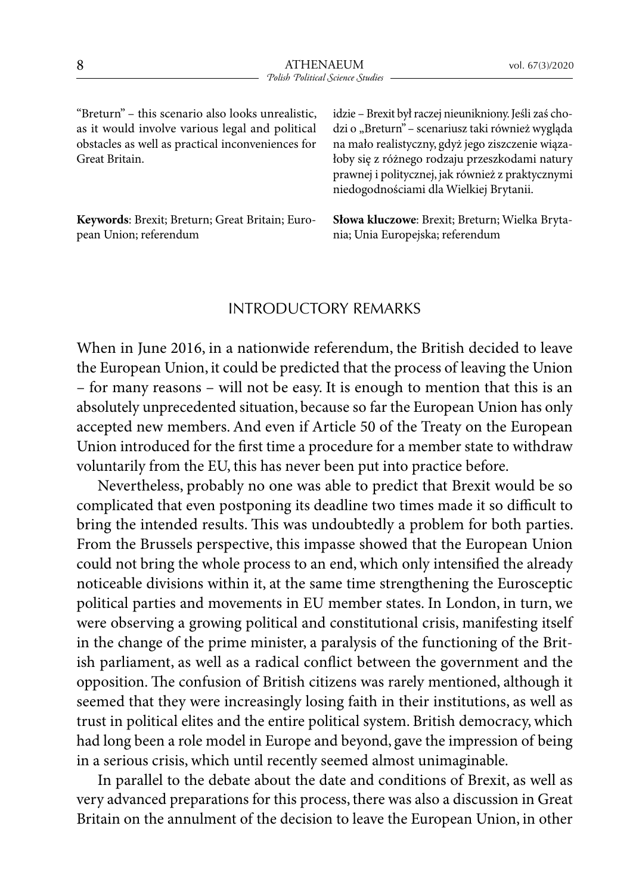"Breturn" – this scenario also looks unrealistic, as it would involve various legal and political obstacles as well as practical inconveniences for Great Britain.

**Keywords**: Brexit; Breturn; Great Britain; European Union; referendum

idzie – Brexit był raczej nieunikniony. Jeśli zaś chodzi o „Breturn" – scenariusz taki również wygląda na mało realistyczny, gdyż jego ziszczenie wiązałoby się z różnego rodzaju przeszkodami natury prawnej i politycznej, jak również z praktycznymi niedogodnościami dla Wielkiej Brytanii.

**Słowa kluczowe**: Brexit; Breturn; Wielka Brytania; Unia Europejska; referendum

## INTRODUCTORY REMARKS

When in June 2016, in a nationwide referendum, the British decided to leave the European Union, it could be predicted that the process of leaving the Union – for many reasons – will not be easy. It is enough to mention that this is an absolutely unprecedented situation, because so far the European Union has only accepted new members. And even if Article 50 of the Treaty on the European Union introduced for the first time a procedure for a member state to withdraw voluntarily from the EU, this has never been put into practice before.

Nevertheless, probably no one was able to predict that Brexit would be so complicated that even postponing its deadline two times made it so difficult to bring the intended results. This was undoubtedly a problem for both parties. From the Brussels perspective, this impasse showed that the European Union could not bring the whole process to an end, which only intensified the already noticeable divisions within it, at the same time strengthening the Eurosceptic political parties and movements in EU member states. In London, in turn, we were observing a growing political and constitutional crisis, manifesting itself in the change of the prime minister, a paralysis of the functioning of the British parliament, as well as a radical conflict between the government and the opposition. The confusion of British citizens was rarely mentioned, although it seemed that they were increasingly losing faith in their institutions, as well as trust in political elites and the entire political system. British democracy, which had long been a role model in Europe and beyond, gave the impression of being in a serious crisis, which until recently seemed almost unimaginable.

In parallel to the debate about the date and conditions of Brexit, as well as very advanced preparations for this process, there was also a discussion in Great Britain on the annulment of the decision to leave the European Union, in other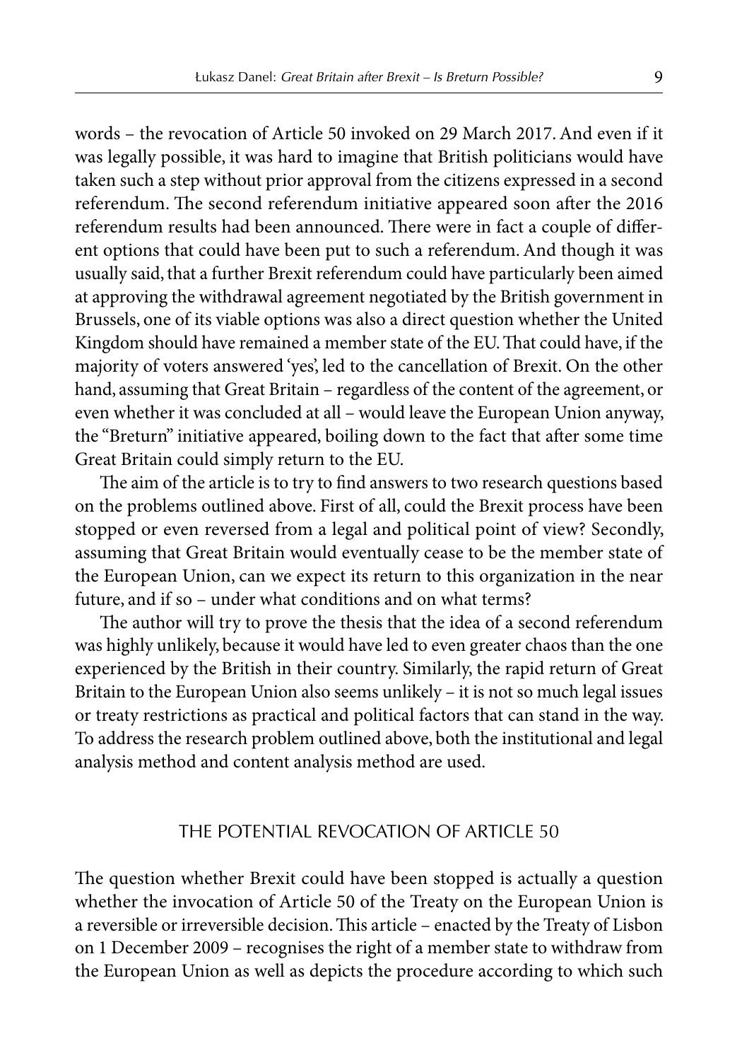words – the revocation of Article 50 invoked on 29 March 2017. And even if it was legally possible, it was hard to imagine that British politicians would have taken such a step without prior approval from the citizens expressed in a second referendum. The second referendum initiative appeared soon after the 2016 referendum results had been announced. There were in fact a couple of different options that could have been put to such a referendum. And though it was usually said, that a further Brexit referendum could have particularly been aimed at approving the withdrawal agreement negotiated by the British government in Brussels, one of its viable options was also a direct question whether the United Kingdom should have remained a member state of the EU. That could have, if the majority of voters answered 'yes', led to the cancellation of Brexit. On the other hand, assuming that Great Britain – regardless of the content of the agreement, or even whether it was concluded at all – would leave the European Union anyway, the "Breturn" initiative appeared, boiling down to the fact that after some time Great Britain could simply return to the EU.

The aim of the article is to try to find answers to two research questions based on the problems outlined above. First of all, could the Brexit process have been stopped or even reversed from a legal and political point of view? Secondly, assuming that Great Britain would eventually cease to be the member state of the European Union, can we expect its return to this organization in the near future, and if so – under what conditions and on what terms?

The author will try to prove the thesis that the idea of a second referendum was highly unlikely, because it would have led to even greater chaos than the one experienced by the British in their country. Similarly, the rapid return of Great Britain to the European Union also seems unlikely – it is not so much legal issues or treaty restrictions as practical and political factors that can stand in the way. To address the research problem outlined above, both the institutional and legal analysis method and content analysis method are used.

## THE POTENTIAL REVOCATION OF ARTICLE 50

The question whether Brexit could have been stopped is actually a question whether the invocation of Article 50 of the Treaty on the European Union is a reversible or irreversible decision. This article – enacted by the Treaty of Lisbon on 1 December 2009 – recognises the right of a member state to withdraw from the European Union as well as depicts the procedure according to which such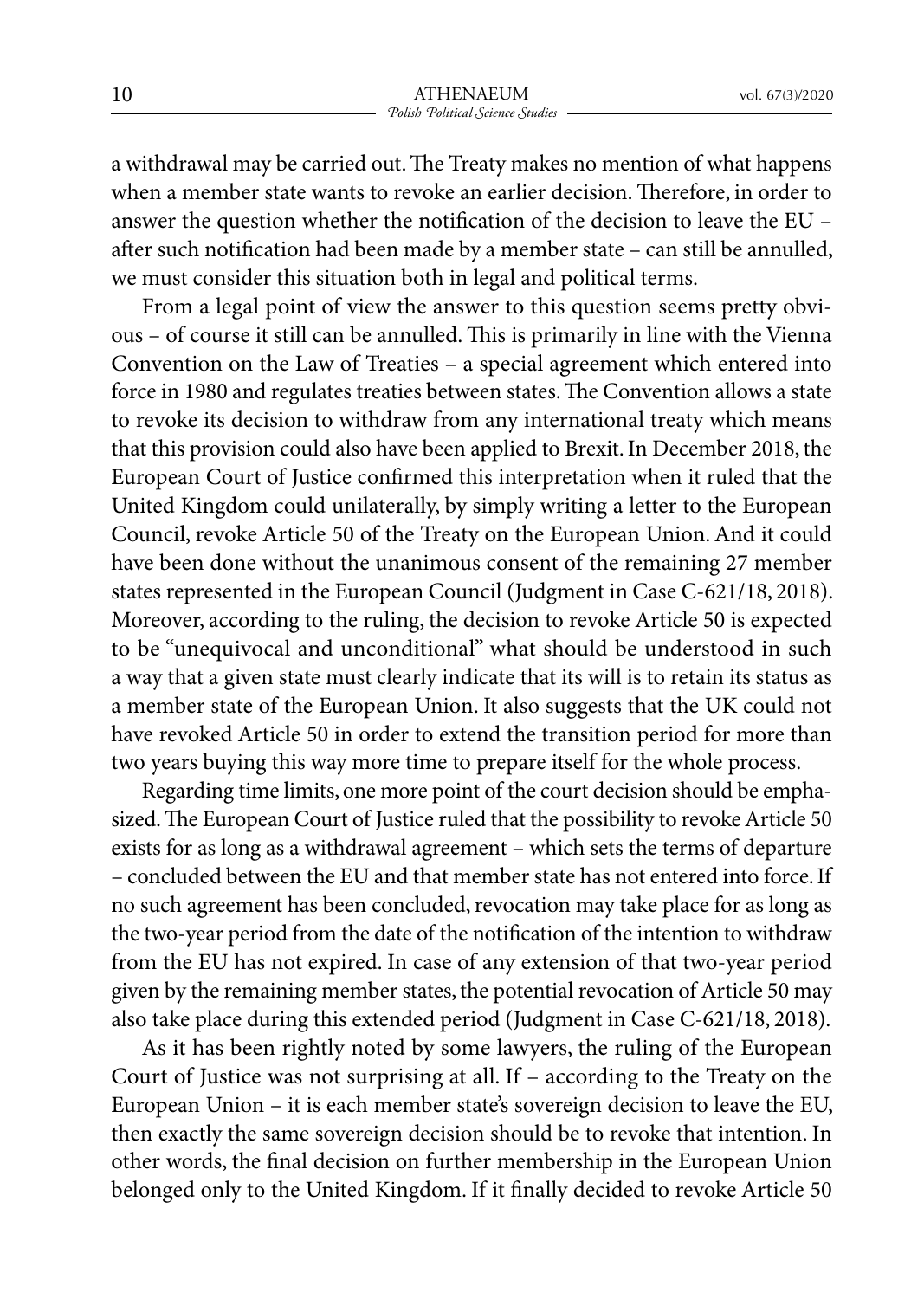a withdrawal may be carried out. The Treaty makes no mention of what happens when a member state wants to revoke an earlier decision. Therefore, in order to answer the question whether the notification of the decision to leave the EU – after such notification had been made by a member state – can still be annulled, we must consider this situation both in legal and political terms.

From a legal point of view the answer to this question seems pretty obvious – of course it still can be annulled. This is primarily in line with the Vienna Convention on the Law of Treaties – a special agreement which entered into force in 1980 and regulates treaties between states. The Convention allows a state to revoke its decision to withdraw from any international treaty which means that this provision could also have been applied to Brexit. In December 2018, the European Court of Justice confirmed this interpretation when it ruled that the United Kingdom could unilaterally, by simply writing a letter to the European Council, revoke Article 50 of the Treaty on the European Union. And it could have been done without the unanimous consent of the remaining 27 member states represented in the European Council (Judgment in Case C-621/18, 2018). Moreover, according to the ruling, the decision to revoke Article 50 is expected to be "unequivocal and unconditional" what should be understood in such a way that a given state must clearly indicate that its will is to retain its status as a member state of the European Union. It also suggests that the UK could not have revoked Article 50 in order to extend the transition period for more than two years buying this way more time to prepare itself for the whole process.

Regarding time limits, one more point of the court decision should be emphasized. The European Court of Justice ruled that the possibility to revoke Article 50 exists for as long as a withdrawal agreement – which sets the terms of departure – concluded between the EU and that member state has not entered into force. If no such agreement has been concluded, revocation may take place for as long as the two-year period from the date of the notification of the intention to withdraw from the EU has not expired. In case of any extension of that two-year period given by the remaining member states, the potential revocation of Article 50 may also take place during this extended period (Judgment in Case C-621/18, 2018).

As it has been rightly noted by some lawyers, the ruling of the European Court of Justice was not surprising at all. If – according to the Treaty on the European Union – it is each member state's sovereign decision to leave the EU, then exactly the same sovereign decision should be to revoke that intention. In other words, the final decision on further membership in the European Union belonged only to the United Kingdom. If it finally decided to revoke Article 50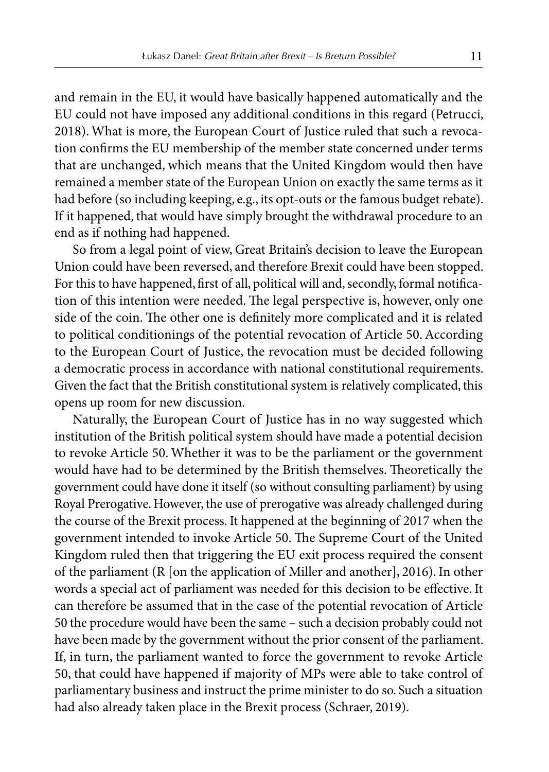and remain in the EU, it would have basically happened automatically and the EU could not have imposed any additional conditions in this regard (Petrucci, 2018). What is more, the European Court of Justice ruled that such a revocation confirms the EU membership of the member state concerned under terms that are unchanged, which means that the United Kingdom would then have remained a member state of the European Union on exactly the same terms as it had before (so including keeping, e.g., its opt-outs or the famous budget rebate). If it happened, that would have simply brought the withdrawal procedure to an end as if nothing had happened.

So from a legal point of view, Great Britain's decision to leave the European Union could have been reversed, and therefore Brexit could have been stopped. For this to have happened, first of all, political will and, secondly, formal notification of this intention were needed. The legal perspective is, however, only one side of the coin. The other one is definitely more complicated and it is related to political conditionings of the potential revocation of Article 50. According to the European Court of Justice, the revocation must be decided following a democratic process in accordance with national constitutional requirements. Given the fact that the British constitutional system is relatively complicated, this opens up room for new discussion.

Naturally, the European Court of Justice has in no way suggested which institution of the British political system should have made a potential decision to revoke Article 50. Whether it was to be the parliament or the government would have had to be determined by the British themselves. Theoretically the government could have done it itself (so without consulting parliament) by using Royal Prerogative. However, the use of prerogative was already challenged during the course of the Brexit process. It happened at the beginning of 2017 when the government intended to invoke Article 50. The Supreme Court of the United Kingdom ruled then that triggering the EU exit process required the consent of the parliament (R [on the application of Miller and another], 2016). In other words a special act of parliament was needed for this decision to be effective. It can therefore be assumed that in the case of the potential revocation of Article 50 the procedure would have been the same – such a decision probably could not have been made by the government without the prior consent of the parliament. If, in turn, the parliament wanted to force the government to revoke Article 50, that could have happened if majority of MPs were able to take control of parliamentary business and instruct the prime minister to do so. Such a situation had also already taken place in the Brexit process (Schraer, 2019).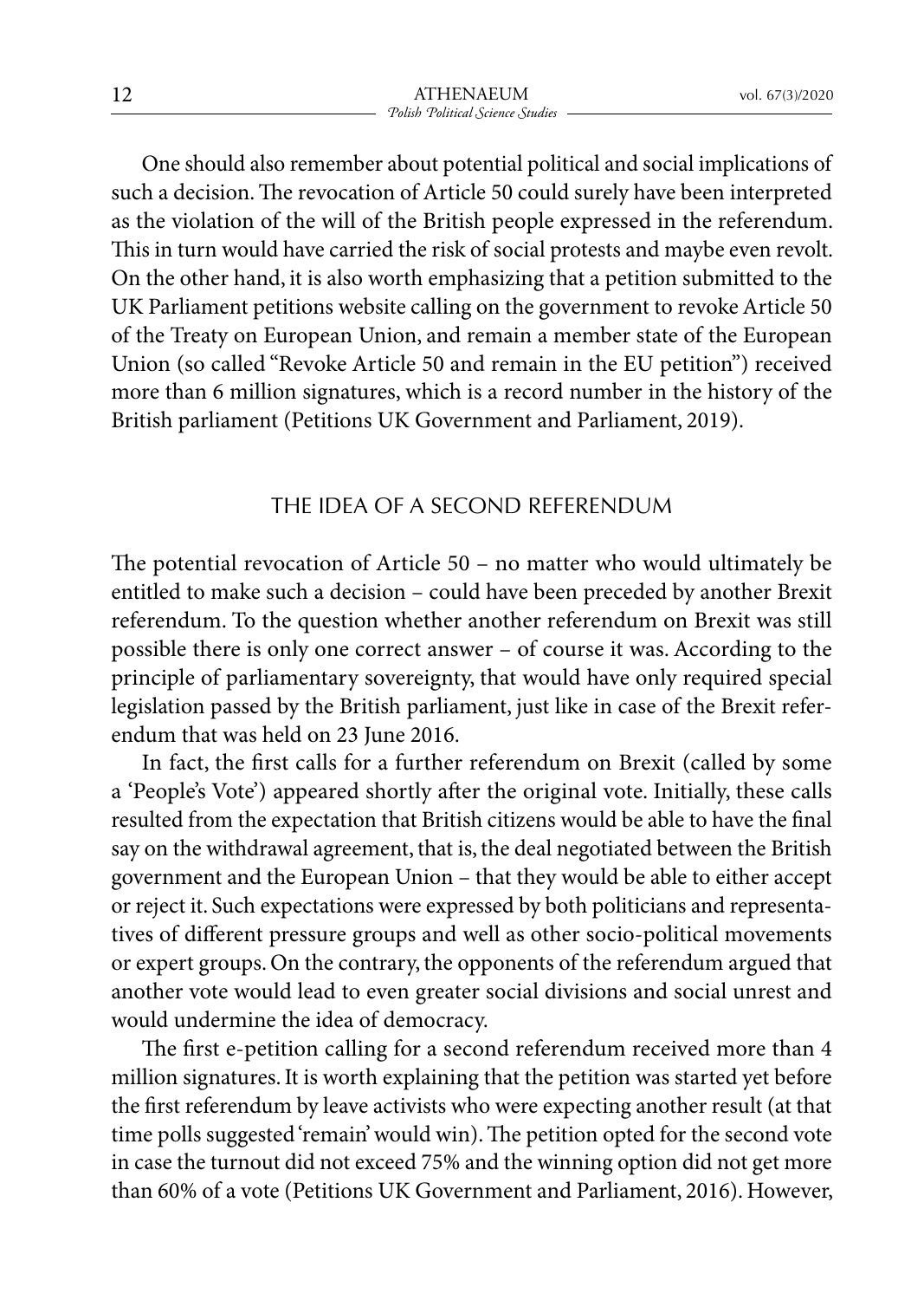One should also remember about potential political and social implications of such a decision. The revocation of Article 50 could surely have been interpreted as the violation of the will of the British people expressed in the referendum. This in turn would have carried the risk of social protests and maybe even revolt. On the other hand, it is also worth emphasizing that a petition submitted to the UK Parliament petitions website calling on the government to revoke Article 50 of the Treaty on European Union, and remain a member state of the European Union (so called "Revoke Article 50 and remain in the EU petition") received more than 6 million signatures, which is a record number in the history of the British parliament (Petitions UK Government and Parliament, 2019).

## THE IDEA OF A SECOND REFERENDUM

The potential revocation of Article 50 – no matter who would ultimately be entitled to make such a decision – could have been preceded by another Brexit referendum. To the question whether another referendum on Brexit was still possible there is only one correct answer – of course it was. According to the principle of parliamentary sovereignty, that would have only required special legislation passed by the British parliament, just like in case of the Brexit referendum that was held on 23 June 2016.

In fact, the first calls for a further referendum on Brexit (called by some a 'People's Vote') appeared shortly after the original vote. Initially, these calls resulted from the expectation that British citizens would be able to have the final say on the withdrawal agreement, that is, the deal negotiated between the British government and the European Union – that they would be able to either accept or reject it. Such expectations were expressed by both politicians and representatives of different pressure groups and well as other socio-political movements or expert groups. On the contrary, the opponents of the referendum argued that another vote would lead to even greater social divisions and social unrest and would undermine the idea of democracy.

The first e-petition calling for a second referendum received more than 4 million signatures. It is worth explaining that the petition was started yet before the first referendum by leave activists who were expecting another result (at that time polls suggested 'remain' would win). The petition opted for the second vote in case the turnout did not exceed 75% and the winning option did not get more than 60% of a vote (Petitions UK Government and Parliament, 2016). However,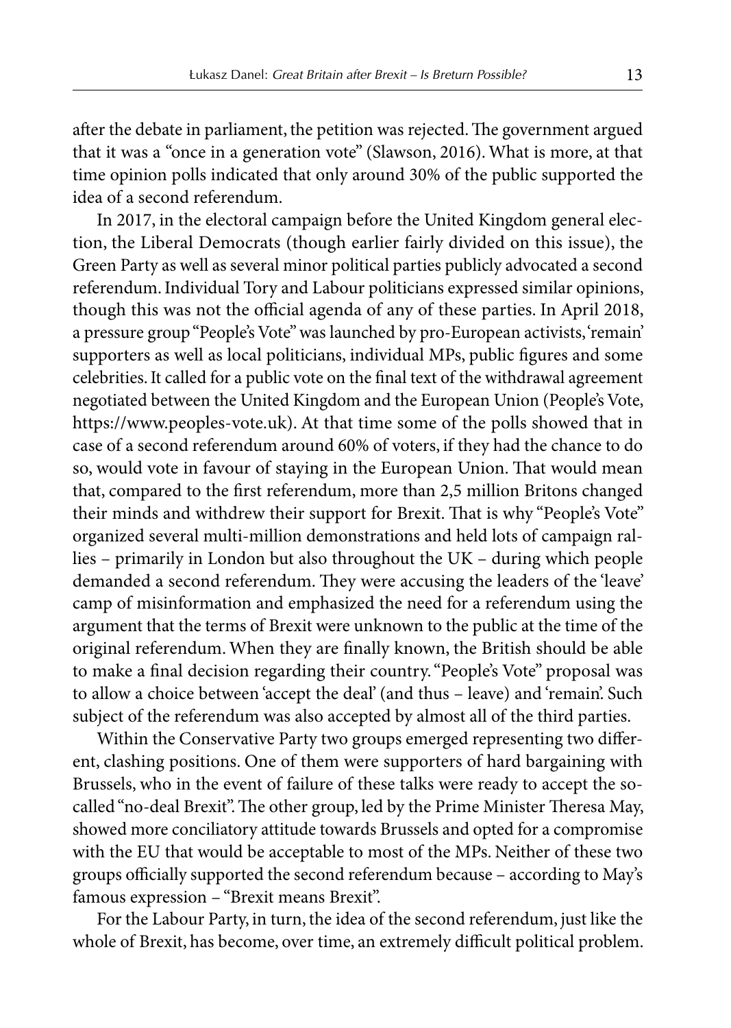after the debate in parliament, the petition was rejected. The government argued that it was a "once in a generation vote" (Slawson, 2016). What is more, at that time opinion polls indicated that only around 30% of the public supported the idea of a second referendum.

In 2017, in the electoral campaign before the United Kingdom general election, the Liberal Democrats (though earlier fairly divided on this issue), the Green Party as well as several minor political parties publicly advocated a second referendum. Individual Tory and Labour politicians expressed similar opinions, though this was not the official agenda of any of these parties. In April 2018, a pressure group "People's Vote" was launched by pro-European activists, 'remain' supporters as well as local politicians, individual MPs, public figures and some celebrities. It called for a public vote on the final text of the withdrawal agreement negotiated between the United Kingdom and the European Union (People's Vote, https://www.peoples-vote.uk). At that time some of the polls showed that in case of a second referendum around 60% of voters, if they had the chance to do so, would vote in favour of staying in the European Union. That would mean that, compared to the first referendum, more than 2,5 million Britons changed their minds and withdrew their support for Brexit. That is why "People's Vote" organized several multi-million demonstrations and held lots of campaign rallies – primarily in London but also throughout the UK – during which people demanded a second referendum. They were accusing the leaders of the 'leave' camp of misinformation and emphasized the need for a referendum using the argument that the terms of Brexit were unknown to the public at the time of the original referendum. When they are finally known, the British should be able to make a final decision regarding their country. "People's Vote" proposal was to allow a choice between 'accept the deal' (and thus – leave) and 'remain'. Such subject of the referendum was also accepted by almost all of the third parties.

Within the Conservative Party two groups emerged representing two different, clashing positions. One of them were supporters of hard bargaining with Brussels, who in the event of failure of these talks were ready to accept the so-called "no-deal Brexit". The other group, led by the Prime Minister Theresa May, showed more conciliatory attitude towards Brussels and opted for a compromise with the EU that would be acceptable to most of the MPs. Neither of these two groups officially supported the second referendum because – according to May's famous expression – "Brexit means Brexit".

For the Labour Party, in turn, the idea of the second referendum, just like the whole of Brexit, has become, over time, an extremely difficult political problem.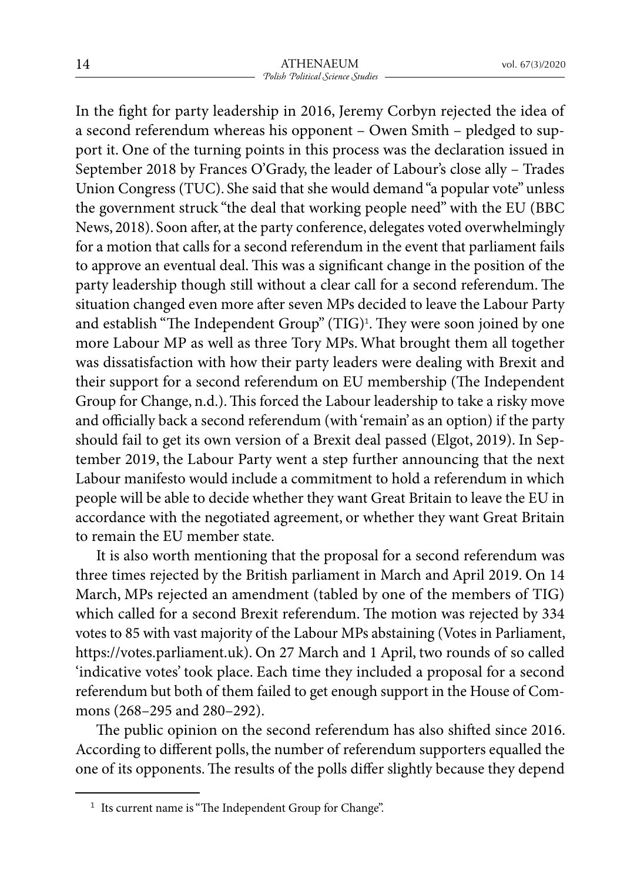In the fight for party leadership in 2016, Jeremy Corbyn rejected the idea of a second referendum whereas his opponent – Owen Smith – pledged to support it. One of the turning points in this process was the declaration issued in September 2018 by Frances O'Grady, the leader of Labour's close ally – Trades Union Congress (TUC). She said that she would demand "a popular vote" unless the government struck "the deal that working people need" with the EU (BBC News, 2018). Soon after, at the party conference, delegates voted overwhelmingly for a motion that calls for a second referendum in the event that parliament fails to approve an eventual deal. This was a significant change in the position of the party leadership though still without a clear call for a second referendum. The situation changed even more after seven MPs decided to leave the Labour Party and establish "The Independent Group" (TIG)[1]. They were soon joined by one more Labour MP as well as three Tory MPs. What brought them all together was dissatisfaction with how their party leaders were dealing with Brexit and their support for a second referendum on EU membership (The Independent Group for Change, n.d.). This forced the Labour leadership to take a risky move and officially back a second referendum (with 'remain' as an option) if the party should fail to get its own version of a Brexit deal passed (Elgot, 2019). In September 2019, the Labour Party went a step further announcing that the next Labour manifesto would include a commitment to hold a referendum in which people will be able to decide whether they want Great Britain to leave the EU in accordance with the negotiated agreement, or whether they want Great Britain to remain the EU member state.

It is also worth mentioning that the proposal for a second referendum was three times rejected by the British parliament in March and April 2019. On 14 March, MPs rejected an amendment (tabled by one of the members of TIG) which called for a second Brexit referendum. The motion was rejected by 334 votes to 85 with vast majority of the Labour MPs abstaining (Votes in Parliament, https://votes.parliament.uk). On 27 March and 1 April, two rounds of so called 'indicative votes' took place. Each time they included a proposal for a second referendum but both of them failed to get enough support in the House of Commons (268–295 and 280–292).

The public opinion on the second referendum has also shifted since 2016. According to different polls, the number of referendum supporters equalled the one of its opponents. The results of the polls differ slightly because they depend

---

[1] Its current name is "The Independent Group for Change".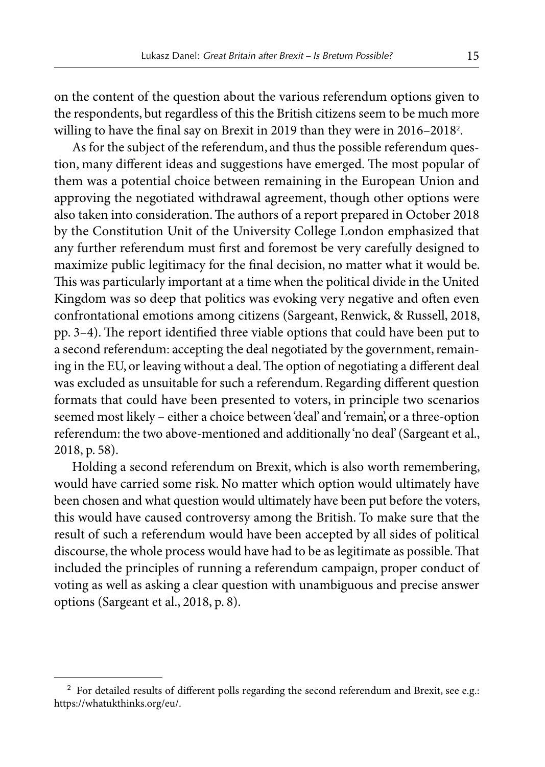on the content of the question about the various referendum options given to the respondents, but regardless of this the British citizens seem to be much more willing to have the final say on Brexit in 2019 than they were in 2016–2018[2].

As for the subject of the referendum, and thus the possible referendum question, many different ideas and suggestions have emerged. The most popular of them was a potential choice between remaining in the European Union and approving the negotiated withdrawal agreement, though other options were also taken into consideration. The authors of a report prepared in October 2018 by the Constitution Unit of the University College London emphasized that any further referendum must first and foremost be very carefully designed to maximize public legitimacy for the final decision, no matter what it would be. This was particularly important at a time when the political divide in the United Kingdom was so deep that politics was evoking very negative and often even confrontational emotions among citizens (Sargeant, Renwick, & Russell, 2018, pp. 3–4). The report identified three viable options that could have been put to a second referendum: accepting the deal negotiated by the government, remaining in the EU, or leaving without a deal. The option of negotiating a different deal was excluded as unsuitable for such a referendum. Regarding different question formats that could have been presented to voters, in principle two scenarios seemed most likely – either a choice between 'deal' and 'remain', or a three-option referendum: the two above-mentioned and additionally 'no deal' (Sargeant et al., 2018, p. 58).

Holding a second referendum on Brexit, which is also worth remembering, would have carried some risk. No matter which option would ultimately have been chosen and what question would ultimately have been put before the voters, this would have caused controversy among the British. To make sure that the result of such a referendum would have been accepted by all sides of political discourse, the whole process would have had to be as legitimate as possible. That included the principles of running a referendum campaign, proper conduct of voting as well as asking a clear question with unambiguous and precise answer options (Sargeant et al., 2018, p. 8).

[2] For detailed results of different polls regarding the second referendum and Brexit, see e.g.: https://whatukthinks.org/eu/.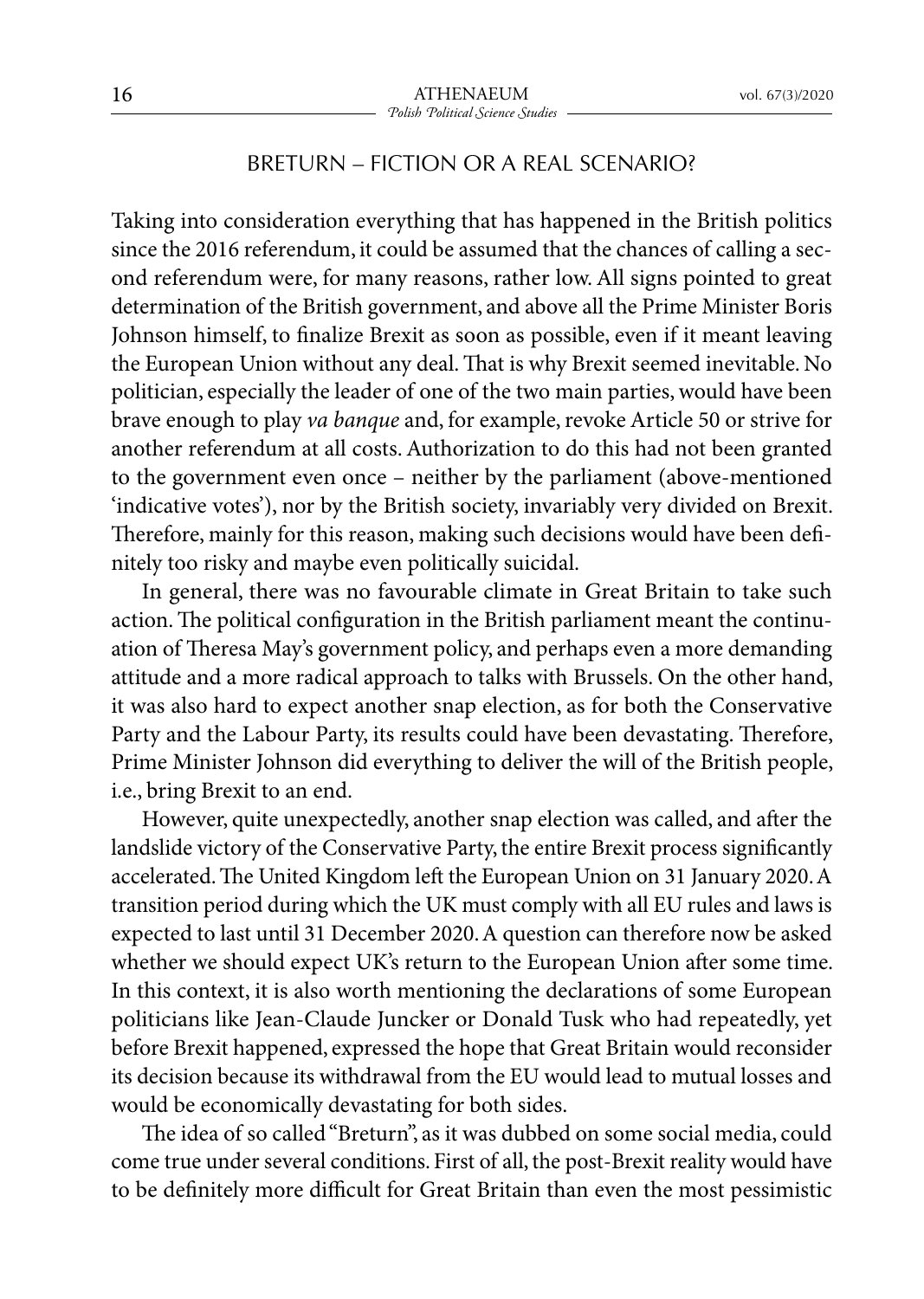## BRETURN – FICTION OR A REAL SCENARIO?

Taking into consideration everything that has happened in the British politics since the 2016 referendum, it could be assumed that the chances of calling a second referendum were, for many reasons, rather low. All signs pointed to great determination of the British government, and above all the Prime Minister Boris Johnson himself, to finalize Brexit as soon as possible, even if it meant leaving the European Union without any deal. That is why Brexit seemed inevitable. No politician, especially the leader of one of the two main parties, would have been brave enough to play *va banque* and, for example, revoke Article 50 or strive for another referendum at all costs. Authorization to do this had not been granted to the government even once – neither by the parliament (above-mentioned 'indicative votes'), nor by the British society, invariably very divided on Brexit. Therefore, mainly for this reason, making such decisions would have been definitely too risky and maybe even politically suicidal.

In general, there was no favourable climate in Great Britain to take such action. The political configuration in the British parliament meant the continuation of Theresa May's government policy, and perhaps even a more demanding attitude and a more radical approach to talks with Brussels. On the other hand, it was also hard to expect another snap election, as for both the Conservative Party and the Labour Party, its results could have been devastating. Therefore, Prime Minister Johnson did everything to deliver the will of the British people, i.e., bring Brexit to an end.

However, quite unexpectedly, another snap election was called, and after the landslide victory of the Conservative Party, the entire Brexit process significantly accelerated. The United Kingdom left the European Union on 31 January 2020. A transition period during which the UK must comply with all EU rules and laws is expected to last until 31 December 2020. A question can therefore now be asked whether we should expect UK's return to the European Union after some time. In this context, it is also worth mentioning the declarations of some European politicians like Jean-Claude Juncker or Donald Tusk who had repeatedly, yet before Brexit happened, expressed the hope that Great Britain would reconsider its decision because its withdrawal from the EU would lead to mutual losses and would be economically devastating for both sides.

The idea of so called "Breturn", as it was dubbed on some social media, could come true under several conditions. First of all, the post-Brexit reality would have to be definitely more difficult for Great Britain than even the most pessimistic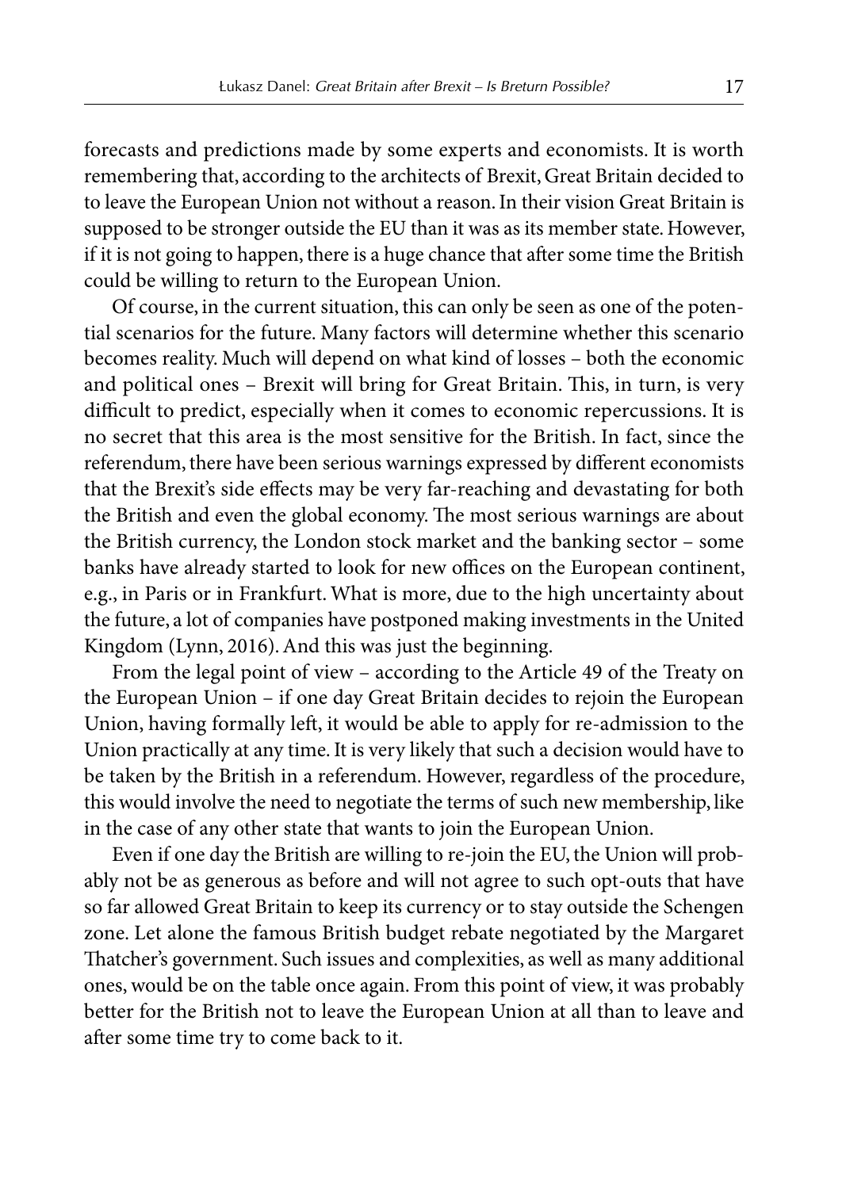forecasts and predictions made by some experts and economists. It is worth remembering that, according to the architects of Brexit, Great Britain decided to to leave the European Union not without a reason. In their vision Great Britain is supposed to be stronger outside the EU than it was as its member state. However, if it is not going to happen, there is a huge chance that after some time the British could be willing to return to the European Union.

Of course, in the current situation, this can only be seen as one of the potential scenarios for the future. Many factors will determine whether this scenario becomes reality. Much will depend on what kind of losses – both the economic and political ones – Brexit will bring for Great Britain. This, in turn, is very difficult to predict, especially when it comes to economic repercussions. It is no secret that this area is the most sensitive for the British. In fact, since the referendum, there have been serious warnings expressed by different economists that the Brexit's side effects may be very far-reaching and devastating for both the British and even the global economy. The most serious warnings are about the British currency, the London stock market and the banking sector – some banks have already started to look for new offices on the European continent, e.g., in Paris or in Frankfurt. What is more, due to the high uncertainty about the future, a lot of companies have postponed making investments in the United Kingdom (Lynn, 2016). And this was just the beginning.

From the legal point of view – according to the Article 49 of the Treaty on the European Union – if one day Great Britain decides to rejoin the European Union, having formally left, it would be able to apply for re-admission to the Union practically at any time. It is very likely that such a decision would have to be taken by the British in a referendum. However, regardless of the procedure, this would involve the need to negotiate the terms of such new membership, like in the case of any other state that wants to join the European Union.

Even if one day the British are willing to re-join the EU, the Union will probably not be as generous as before and will not agree to such opt-outs that have so far allowed Great Britain to keep its currency or to stay outside the Schengen zone. Let alone the famous British budget rebate negotiated by the Margaret Thatcher's government. Such issues and complexities, as well as many additional ones, would be on the table once again. From this point of view, it was probably better for the British not to leave the European Union at all than to leave and after some time try to come back to it.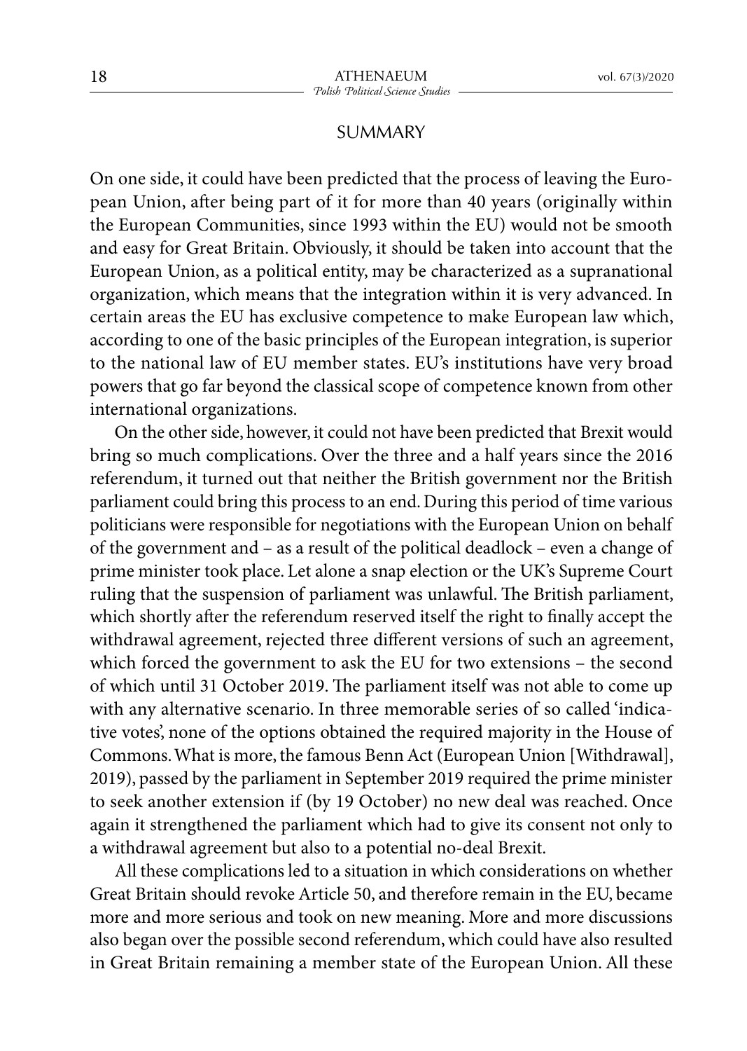## SUMMARY

On one side, it could have been predicted that the process of leaving the European Union, after being part of it for more than 40 years (originally within the European Communities, since 1993 within the EU) would not be smooth and easy for Great Britain. Obviously, it should be taken into account that the European Union, as a political entity, may be characterized as a supranational organization, which means that the integration within it is very advanced. In certain areas the EU has exclusive competence to make European law which, according to one of the basic principles of the European integration, is superior to the national law of EU member states. EU's institutions have very broad powers that go far beyond the classical scope of competence known from other international organizations.

On the other side, however, it could not have been predicted that Brexit would bring so much complications. Over the three and a half years since the 2016 referendum, it turned out that neither the British government nor the British parliament could bring this process to an end. During this period of time various politicians were responsible for negotiations with the European Union on behalf of the government and – as a result of the political deadlock – even a change of prime minister took place. Let alone a snap election or the UK's Supreme Court ruling that the suspension of parliament was unlawful. The British parliament, which shortly after the referendum reserved itself the right to finally accept the withdrawal agreement, rejected three different versions of such an agreement, which forced the government to ask the EU for two extensions – the second of which until 31 October 2019. The parliament itself was not able to come up with any alternative scenario. In three memorable series of so called 'indicative votes', none of the options obtained the required majority in the House of Commons. What is more, the famous Benn Act (European Union [Withdrawal], 2019), passed by the parliament in September 2019 required the prime minister to seek another extension if (by 19 October) no new deal was reached. Once again it strengthened the parliament which had to give its consent not only to a withdrawal agreement but also to a potential no-deal Brexit.

All these complications led to a situation in which considerations on whether Great Britain should revoke Article 50, and therefore remain in the EU, became more and more serious and took on new meaning. More and more discussions also began over the possible second referendum, which could have also resulted in Great Britain remaining a member state of the European Union. All these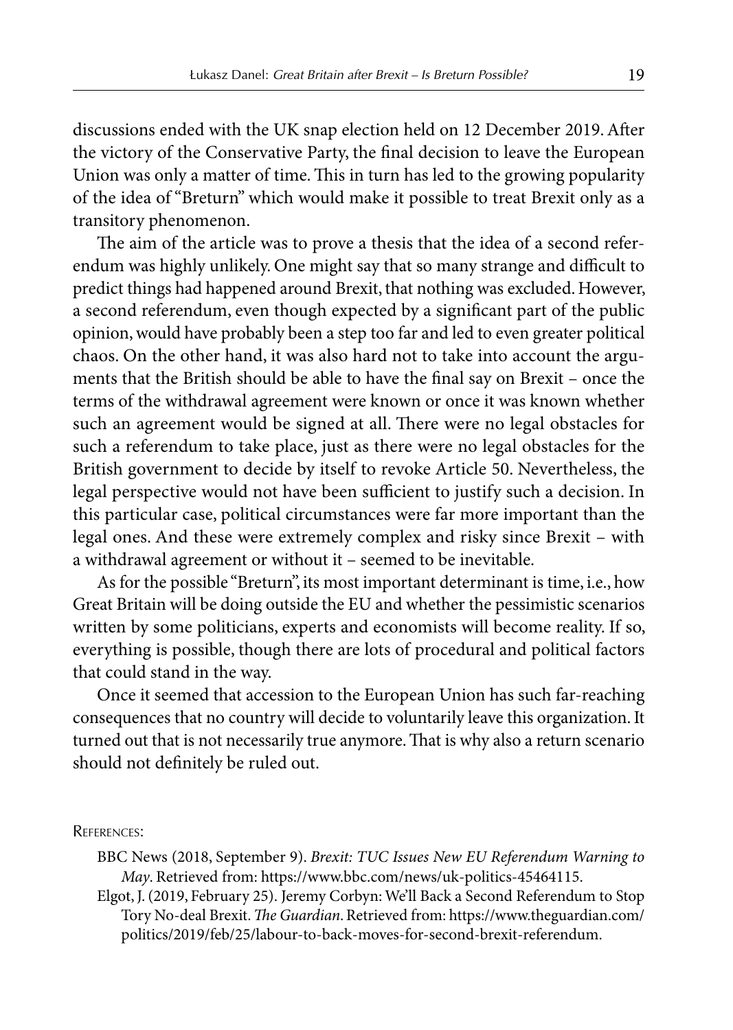discussions ended with the UK snap election held on 12 December 2019. After the victory of the Conservative Party, the final decision to leave the European Union was only a matter of time. This in turn has led to the growing popularity of the idea of "Breturn" which would make it possible to treat Brexit only as a transitory phenomenon.

The aim of the article was to prove a thesis that the idea of a second referendum was highly unlikely. One might say that so many strange and difficult to predict things had happened around Brexit, that nothing was excluded. However, a second referendum, even though expected by a significant part of the public opinion, would have probably been a step too far and led to even greater political chaos. On the other hand, it was also hard not to take into account the arguments that the British should be able to have the final say on Brexit – once the terms of the withdrawal agreement were known or once it was known whether such an agreement would be signed at all. There were no legal obstacles for such a referendum to take place, just as there were no legal obstacles for the British government to decide by itself to revoke Article 50. Nevertheless, the legal perspective would not have been sufficient to justify such a decision. In this particular case, political circumstances were far more important than the legal ones. And these were extremely complex and risky since Brexit – with a withdrawal agreement or without it – seemed to be inevitable.

As for the possible "Breturn", its most important determinant is time, i.e., how Great Britain will be doing outside the EU and whether the pessimistic scenarios written by some politicians, experts and economists will become reality. If so, everything is possible, though there are lots of procedural and political factors that could stand in the way.

Once it seemed that accession to the European Union has such far-reaching consequences that no country will decide to voluntarily leave this organization. It turned out that is not necessarily true anymore. That is why also a return scenario should not definitely be ruled out.

References:

BBC News (2018, September 9). *Brexit: TUC Issues New EU Referendum Warning to May*. Retrieved from: https://www.bbc.com/news/uk-politics-45464115.

Elgot, J. (2019, February 25). Jeremy Corbyn: We'll Back a Second Referendum to Stop Tory No-deal Brexit. *The Guardian*. Retrieved from: https://www.theguardian.com/politics/2019/feb/25/labour-to-back-moves-for-second-brexit-referendum.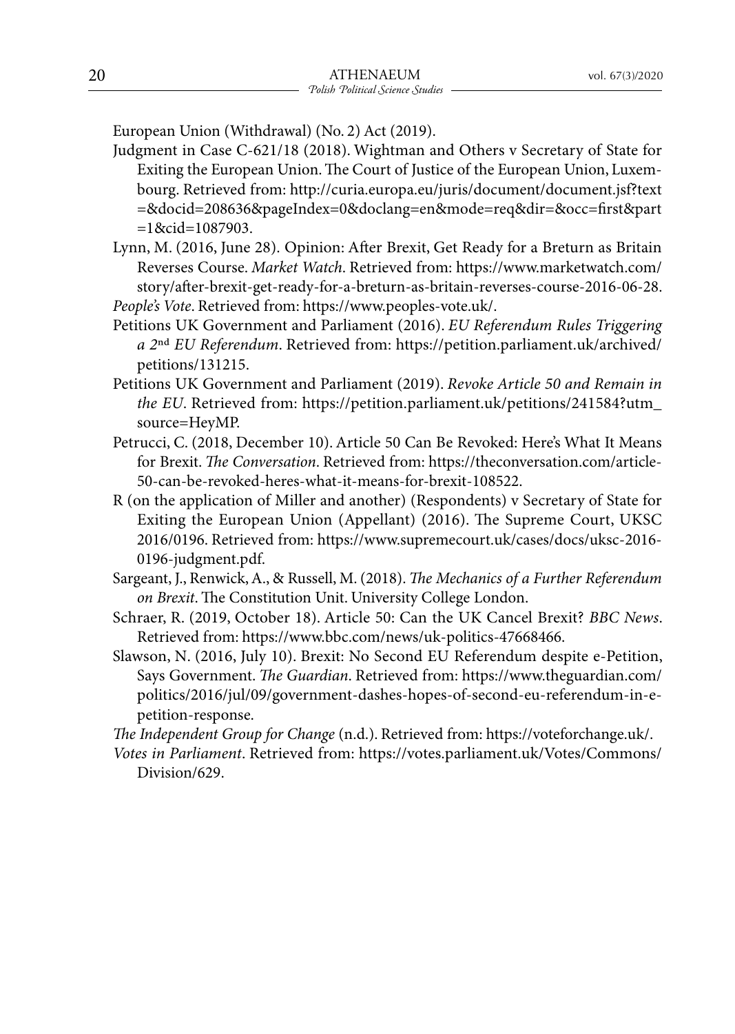European Union (Withdrawal) (No. 2) Act (2019).

Judgment in Case C-621/18 (2018). Wightman and Others v Secretary of State for Exiting the European Union. The Court of Justice of the European Union, Luxembourg. Retrieved from: http://curia.europa.eu/juris/document/document.jsf?text=&docid=208636&pageIndex=0&doclang=en&mode=req&dir=&occ=first&part=1&cid=1087903.

Lynn, M. (2016, June 28). Opinion: After Brexit, Get Ready for a Breturn as Britain Reverses Course. *Market Watch*. Retrieved from: https://www.marketwatch.com/story/after-brexit-get-ready-for-a-breturn-as-britain-reverses-course-2016-06-28.

*People's Vote*. Retrieved from: https://www.peoples-vote.uk/.

Petitions UK Government and Parliament (2016). *EU Referendum Rules Triggering a 2nd EU Referendum*. Retrieved from: https://petition.parliament.uk/archived/petitions/131215.

Petitions UK Government and Parliament (2019). *Revoke Article 50 and Remain in the EU*. Retrieved from: https://petition.parliament.uk/petitions/241584?utm_source=HeyMP.

Petrucci, C. (2018, December 10). Article 50 Can Be Revoked: Here's What It Means for Brexit. *The Conversation*. Retrieved from: https://theconversation.com/article-50-can-be-revoked-heres-what-it-means-for-brexit-108522.

R (on the application of Miller and another) (Respondents) v Secretary of State for Exiting the European Union (Appellant) (2016). The Supreme Court, UKSC 2016/0196. Retrieved from: https://www.supremecourt.uk/cases/docs/uksc-2016-0196-judgment.pdf.

Sargeant, J., Renwick, A., & Russell, M. (2018). *The Mechanics of a Further Referendum on Brexit*. The Constitution Unit. University College London.

Schraer, R. (2019, October 18). Article 50: Can the UK Cancel Brexit? *BBC News*. Retrieved from: https://www.bbc.com/news/uk-politics-47668466.

Slawson, N. (2016, July 10). Brexit: No Second EU Referendum despite e-Petition, Says Government. *The Guardian*. Retrieved from: https://www.theguardian.com/politics/2016/jul/09/government-dashes-hopes-of-second-eu-referendum-in-e-petition-response.

*The Independent Group for Change* (n.d.). Retrieved from: https://voteforchange.uk/.

*Votes in Parliament*. Retrieved from: https://votes.parliament.uk/Votes/Commons/Division/629.